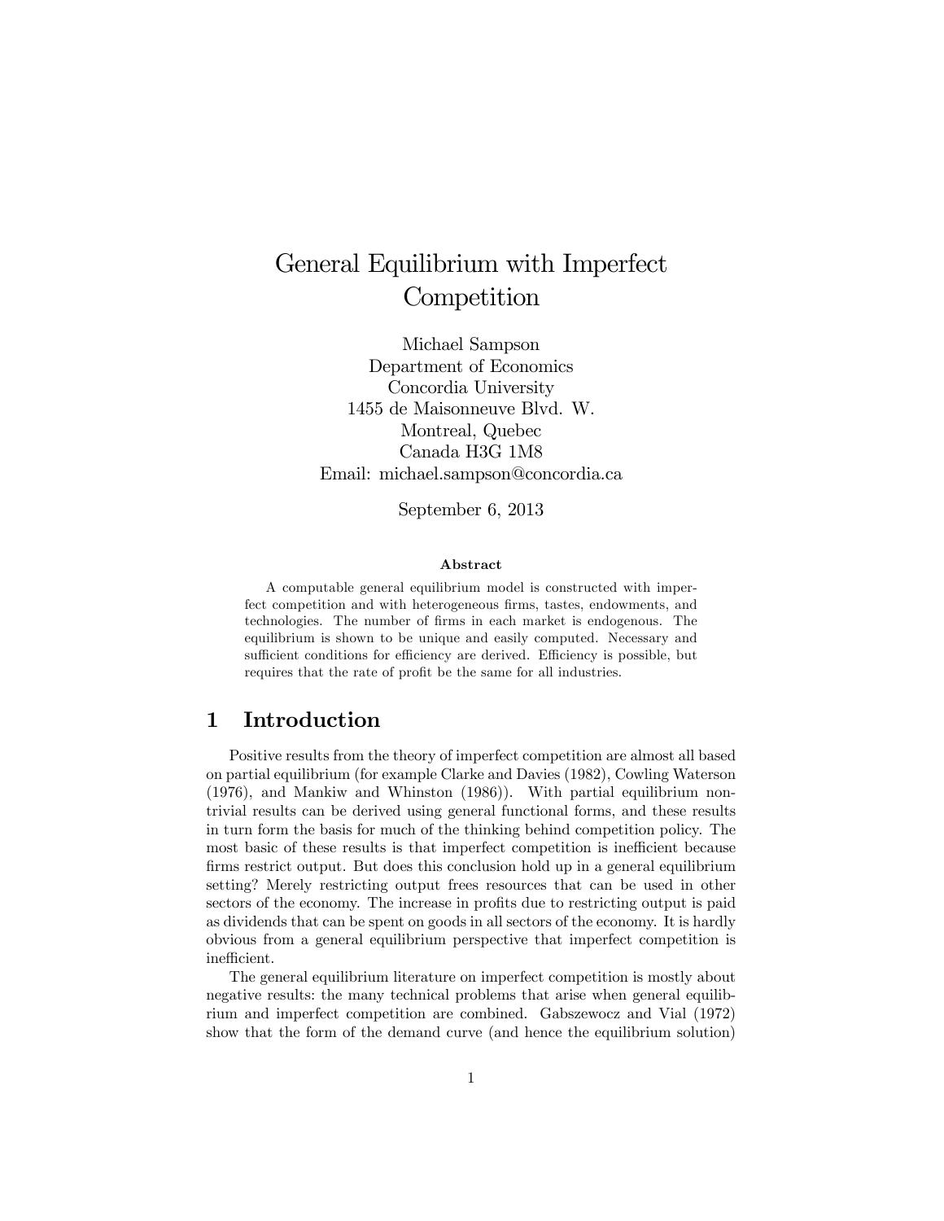# General Equilibrium with Imperfect Competition

Michael Sampson
Department of Economics
Concordia University
1455 de Maisonneuve Blvd. W.
Montreal, Quebec
Canada H3G 1M8
Email: michael.sampson@concordia.ca

September 6, 2013

**Abstract**

A computable general equilibrium model is constructed with imperfect competition and with heterogeneous firms, tastes, endowments, and technologies. The number of firms in each market is endogenous. The equilibrium is shown to be unique and easily computed. Necessary and sufficient conditions for efficiency are derived. Efficiency is possible, but requires that the rate of profit be the same for all industries.

## 1 Introduction

Positive results from the theory of imperfect competition are almost all based on partial equilibrium (for example Clarke and Davies (1982), Cowling Waterson (1976), and Mankiw and Whinston (1986)). With partial equilibrium non-trivial results can be derived using general functional forms, and these results in turn form the basis for much of the thinking behind competition policy. The most basic of these results is that imperfect competition is inefficient because firms restrict output. But does this conclusion hold up in a general equilibrium setting? Merely restricting output frees resources that can be used in other sectors of the economy. The increase in profits due to restricting output is paid as dividends that can be spent on goods in all sectors of the economy. It is hardly obvious from a general equilibrium perspective that imperfect competition is inefficient.

The general equilibrium literature on imperfect competition is mostly about negative results: the many technical problems that arise when general equilibrium and imperfect competition are combined. Gabszewocz and Vial (1972) show that the form of the demand curve (and hence the equilibrium solution)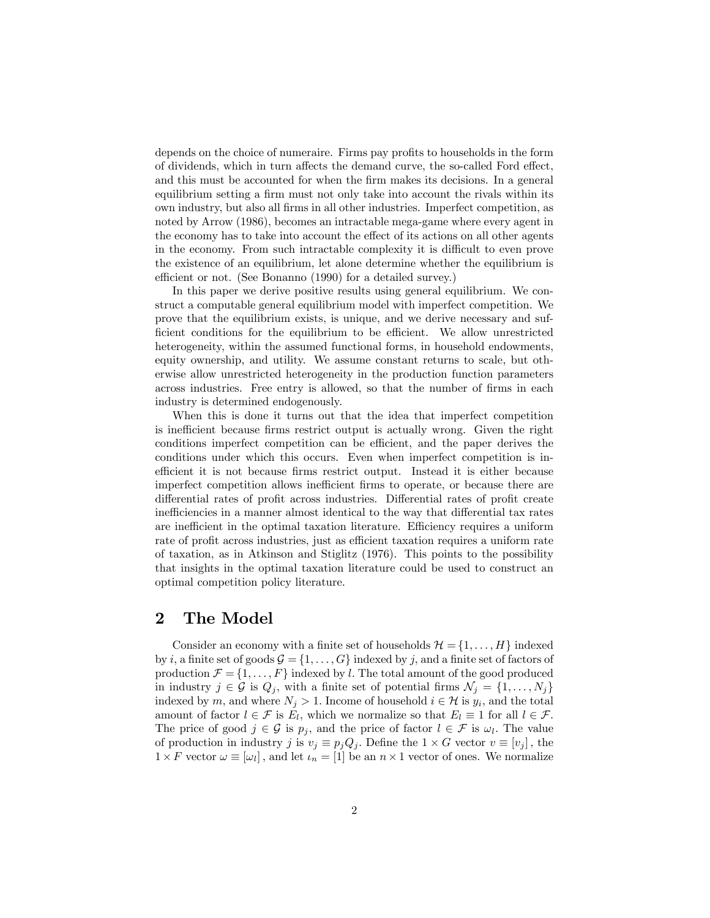depends on the choice of numeraire. Firms pay profits to households in the form of dividends, which in turn affects the demand curve, the so-called Ford effect, and this must be accounted for when the firm makes its decisions. In a general equilibrium setting a firm must not only take into account the rivals within its own industry, but also all firms in all other industries. Imperfect competition, as noted by Arrow (1986), becomes an intractable mega-game where every agent in the economy has to take into account the effect of its actions on all other agents in the economy. From such intractable complexity it is difficult to even prove the existence of an equilibrium, let alone determine whether the equilibrium is efficient or not. (See Bonanno (1990) for a detailed survey.)

In this paper we derive positive results using general equilibrium. We construct a computable general equilibrium model with imperfect competition. We prove that the equilibrium exists, is unique, and we derive necessary and sufficient conditions for the equilibrium to be efficient. We allow unrestricted heterogeneity, within the assumed functional forms, in household endowments, equity ownership, and utility. We assume constant returns to scale, but otherwise allow unrestricted heterogeneity in the production function parameters across industries. Free entry is allowed, so that the number of firms in each industry is determined endogenously.

When this is done it turns out that the idea that imperfect competition is inefficient because firms restrict output is actually wrong. Given the right conditions imperfect competition can be efficient, and the paper derives the conditions under which this occurs. Even when imperfect competition is inefficient it is not because firms restrict output. Instead it is either because imperfect competition allows inefficient firms to operate, or because there are differential rates of profit across industries. Differential rates of profit create inefficiencies in a manner almost identical to the way that differential tax rates are inefficient in the optimal taxation literature. Efficiency requires a uniform rate of profit across industries, just as efficient taxation requires a uniform rate of taxation, as in Atkinson and Stiglitz (1976). This points to the possibility that insights in the optimal taxation literature could be used to construct an optimal competition policy literature.

## 2 The Model

Consider an economy with a finite set of households $\mathcal{H} = \{1, \ldots, H\}$ indexed by $i$, a finite set of goods $\mathcal{G} = \{1, \ldots, G\}$ indexed by $j$, and a finite set of factors of production $\mathcal{F} = \{1, \ldots, F\}$ indexed by $l$. The total amount of the good produced in industry $j \in \mathcal{G}$ is $Q_j$, with a finite set of potential firms $\mathcal{N}_j = \{1, \ldots, N_j\}$ indexed by $m$, and where $N_j > 1$. Income of household $i \in \mathcal{H}$ is $y_i$, and the total amount of factor $l \in \mathcal{F}$ is $E_l$, which we normalize so that $E_l \equiv 1$ for all $l \in \mathcal{F}$. The price of good $j \in \mathcal{G}$ is $p_j$, and the price of factor $l \in \mathcal{F}$ is $\omega_l$. The value of production in industry $j$ is $v_j \equiv p_j Q_j$. Define the $1 \times G$ vector $v \equiv [v_j]$, the $1 \times F$ vector $\omega \equiv [\omega_l]$, and let $\iota_n = [1]$ be an $n \times 1$ vector of ones. We normalize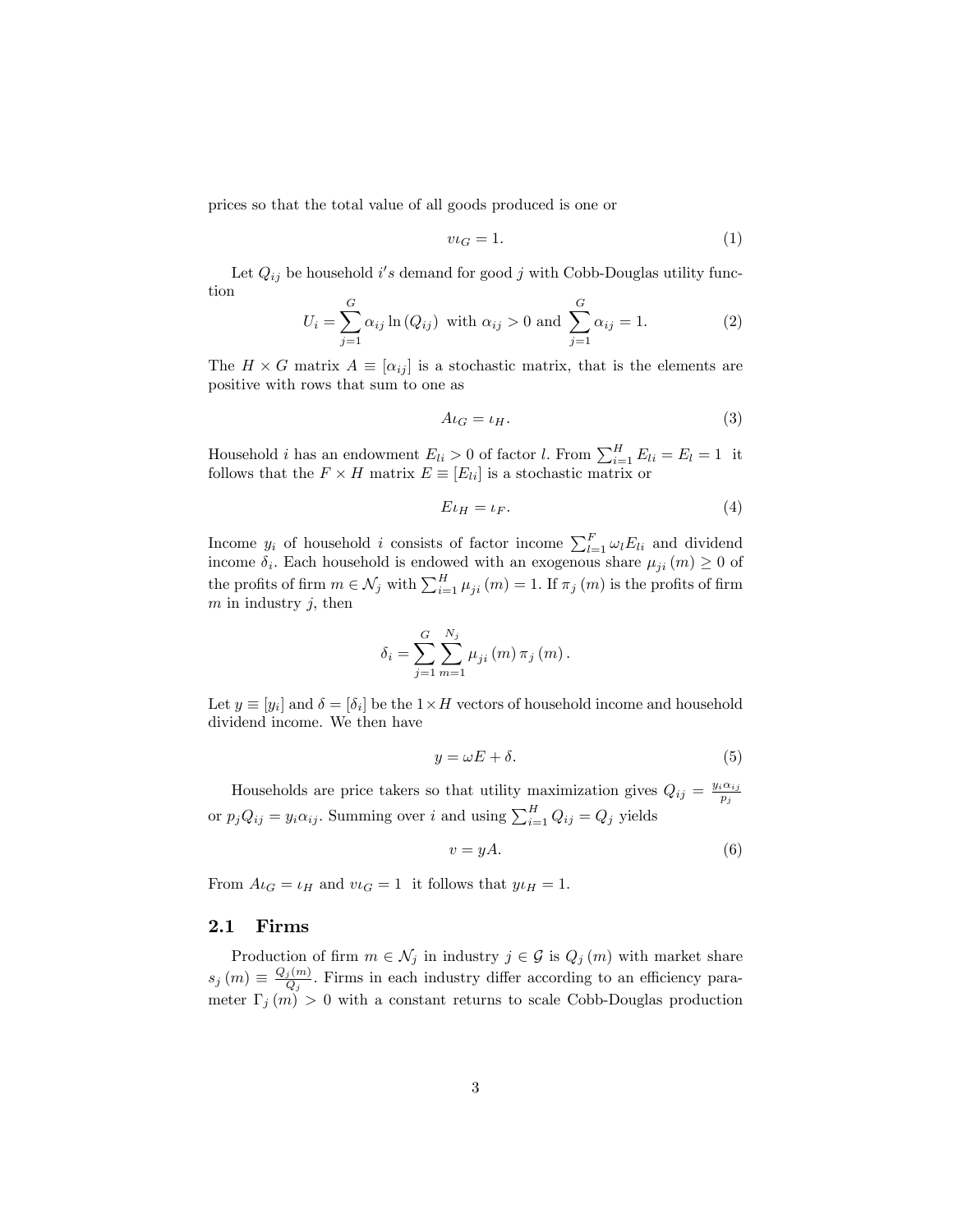prices so that the total value of all goods produced is one or

$$v\iota_G = 1. \tag{1}$$

Let $Q_{ij}$ be household $i's$ demand for good $j$ with Cobb-Douglas utility function

$$U_i = \sum_{j=1}^{G} \alpha_{ij} \ln (Q_{ij}) \text{ with } \alpha_{ij} > 0 \text{ and } \sum_{j=1}^{G} \alpha_{ij} = 1. \tag{2}$$

The $H \times G$ matrix $A \equiv [\alpha_{ij}]$ is a stochastic matrix, that is the elements are positive with rows that sum to one as

$$A\iota_G = \iota_H. \tag{3}$$

Household $i$ has an endowment $E_{li} > 0$ of factor $l$. From $\sum_{i=1}^{H} E_{li} = E_l = 1$ it follows that the $F \times H$ matrix $E \equiv [E_{li}]$ is a stochastic matrix or

$$E\iota_H = \iota_F. \tag{4}$$

Income $y_i$ of household $i$ consists of factor income $\sum_{l=1}^{F} \omega_l E_{li}$ and dividend income $\delta_i$. Each household is endowed with an exogenous share $\mu_{ji}(m) \geq 0$ of the profits of firm $m \in \mathcal{N}_j$ with $\sum_{i=1}^{H} \mu_{ji}(m) = 1$. If $\pi_j(m)$ is the profits of firm $m$ in industry $j$, then

$$\delta_i = \sum_{j=1}^{G} \sum_{m=1}^{N_j} \mu_{ji}(m) \pi_j(m).$$

Let $y \equiv [y_i]$ and $\delta = [\delta_i]$ be the $1 \times H$ vectors of household income and household dividend income. We then have

$$y = \omega E + \delta. \tag{5}$$

Households are price takers so that utility maximization gives $Q_{ij} = \frac{y_i \alpha_{ij}}{p_j}$ or $p_j Q_{ij} = y_i \alpha_{ij}$. Summing over $i$ and using $\sum_{i=1}^{H} Q_{ij} = Q_j$ yields

$$v = yA. \tag{6}$$

From $A\iota_G = \iota_H$ and $v\iota_G = 1$ it follows that $y\iota_H = 1$.

## 2.1 Firms

Production of firm $m \in \mathcal{N}_j$ in industry $j \in \mathcal{G}$ is $Q_j(m)$ with market share $s_j(m) \equiv \frac{Q_j(m)}{Q_j}$. Firms in each industry differ according to an efficiency parameter $\Gamma_j(m) > 0$ with a constant returns to scale Cobb-Douglas production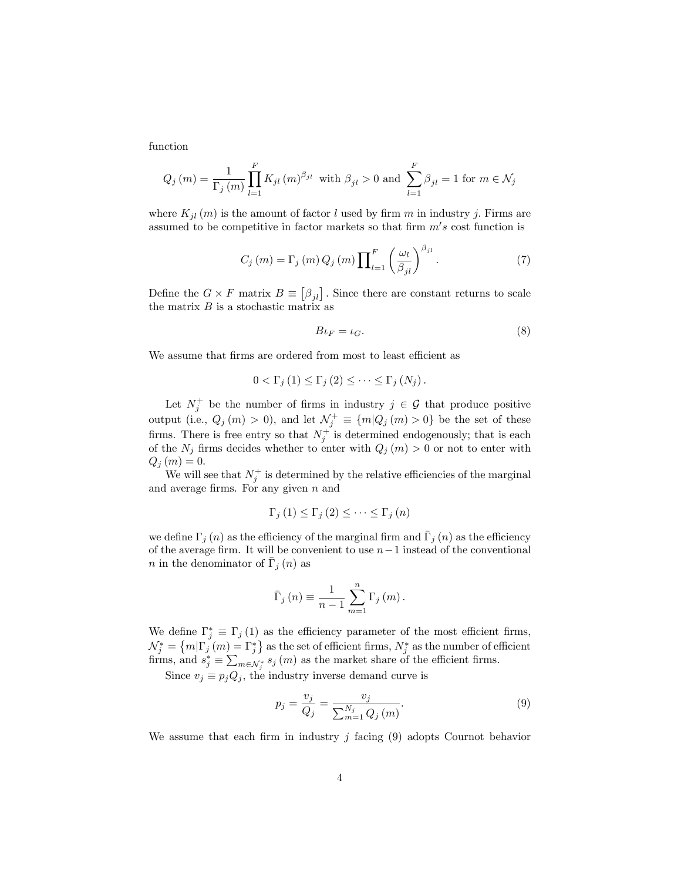function

$$Q_j(m) = \frac{1}{\Gamma_j(m)} \prod_{l=1}^{F} K_{jl}(m)^{\beta_{jl}} \text{ with } \beta_{jl} > 0 \text{ and } \sum_{l=1}^{F} \beta_{jl} = 1 \text{ for } m \in \mathcal{N}_j$$

where $K_{jl}(m)$ is the amount of factor $l$ used by firm $m$ in industry $j$. Firms are assumed to be competitive in factor markets so that firm $m's$ cost function is

$$C_j(m) = \Gamma_j(m) Q_j(m) \prod\nolimits_{l=1}^{F} \left(\frac{\omega_l}{\beta_{jl}}\right)^{\beta_{jl}}. \tag{7}$$

Define the $G \times F$ matrix $B \equiv [\beta_{jl}]$. Since there are constant returns to scale the matrix $B$ is a stochastic matrix as

$$B\iota_F = \iota_G. \tag{8}$$

We assume that firms are ordered from most to least efficient as

$$0 < \Gamma_j(1) \leq \Gamma_j(2) \leq \cdots \leq \Gamma_j(N_j).$$

Let $N_j^+$ be the number of firms in industry $j \in \mathcal{G}$ that produce positive output (i.e., $Q_j(m) > 0$), and let $\mathcal{N}_j^+ \equiv \{m | Q_j(m) > 0\}$ be the set of these firms. There is free entry so that $N_j^+$ is determined endogenously; that is each of the $N_j$ firms decides whether to enter with $Q_j(m) > 0$ or not to enter with $Q_j(m) = 0$.

We will see that $N_j^+$ is determined by the relative efficiencies of the marginal and average firms. For any given $n$ and

$$\Gamma_j(1) \leq \Gamma_j(2) \leq \cdots \leq \Gamma_j(n)$$

we define $\Gamma_j(n)$ as the efficiency of the marginal firm and $\bar{\Gamma}_j(n)$ as the efficiency of the average firm. It will be convenient to use $n-1$ instead of the conventional $n$ in the denominator of $\bar{\Gamma}_j(n)$ as

$$\bar{\Gamma}_j(n) \equiv \frac{1}{n-1} \sum_{m=1}^{n} \Gamma_j(m).$$

We define $\Gamma_j^* \equiv \Gamma_j(1)$ as the efficiency parameter of the most efficient firms, $\mathcal{N}_j^* = \{m | \Gamma_j(m) = \Gamma_j^*\}$ as the set of efficient firms, $N_j^*$ as the number of efficient firms, and $s_j^* \equiv \sum_{m \in \mathcal{N}_j^*} s_j(m)$ as the market share of the efficient firms.

Since $v_j \equiv p_j Q_j$, the industry inverse demand curve is

$$p_j = \frac{v_j}{Q_j} = \frac{v_j}{\sum_{m=1}^{N_j} Q_j(m)}. \tag{9}$$

We assume that each firm in industry $j$ facing (9) adopts Cournot behavior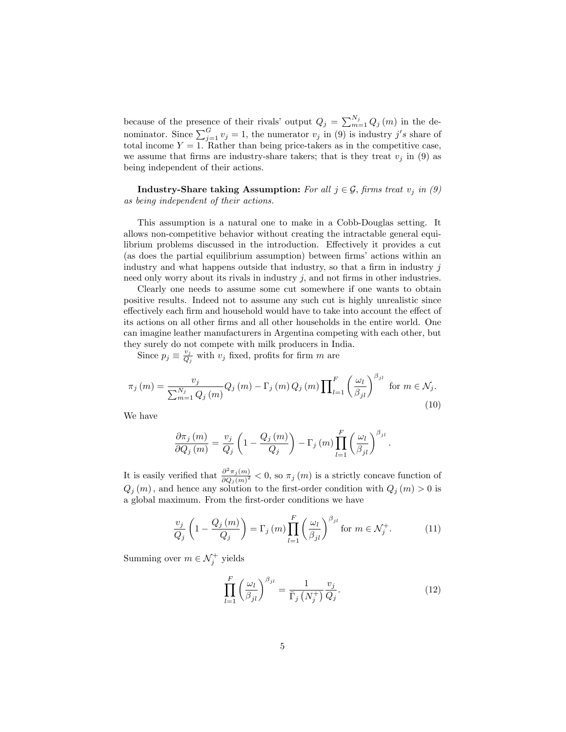because of the presence of their rivals' output $Q_j = \sum_{m=1}^{N_j} Q_j(m)$ in the denominator. Since $\sum_{j=1}^{G} v_j = 1$, the numerator $v_j$ in (9) is industry $j's$ share of total income $Y = 1$. Rather than being price-takers as in the competitive case, we assume that firms are industry-share takers; that is they treat $v_j$ in (9) as being independent of their actions.

**Industry-Share taking Assumption:** *For all $j \in \mathcal{G}$, firms treat $v_j$ in (9) as being independent of their actions.*

This assumption is a natural one to make in a Cobb-Douglas setting. It allows non-competitive behavior without creating the intractable general equilibrium problems discussed in the introduction. Effectively it provides a cut (as does the partial equilibrium assumption) between firms' actions within an industry and what happens outside that industry, so that a firm in industry $j$ need only worry about its rivals in industry $j$, and not firms in other industries.

Clearly one needs to assume some cut somewhere if one wants to obtain positive results. Indeed not to assume any such cut is highly unrealistic since effectively each firm and household would have to take into account the effect of its actions on all other firms and all other households in the entire world. One can imagine leather manufacturers in Argentina competing with each other, but they surely do not compete with milk producers in India.

Since $p_j \equiv \frac{v_j}{Q_j}$ with $v_j$ fixed, profits for firm $m$ are

$$\pi_j(m) = \frac{v_j}{\sum_{m=1}^{N_j} Q_j(m)} Q_j(m) - \Gamma_j(m) Q_j(m) \prod_{l=1}^{F} \left(\frac{\omega_l}{\beta_{jl}}\right)^{\beta_{jl}} \text{ for } m \in \mathcal{N}_j. \tag{10}$$

We have

$$\frac{\partial \pi_j(m)}{\partial Q_j(m)} = \frac{v_j}{Q_j}\left(1 - \frac{Q_j(m)}{Q_j}\right) - \Gamma_j(m) \prod_{l=1}^{F} \left(\frac{\omega_l}{\beta_{jl}}\right)^{\beta_{jl}}.$$

It is easily verified that $\frac{\partial^2 \pi_j(m)}{\partial Q_j(m)^2} < 0$, so $\pi_j(m)$ is a strictly concave function of $Q_j(m)$, and hence any solution to the first-order condition with $Q_j(m) > 0$ is a global maximum. From the first-order conditions we have

$$\frac{v_j}{Q_j}\left(1 - \frac{Q_j(m)}{Q_j}\right) = \Gamma_j(m) \prod_{l=1}^{F} \left(\frac{\omega_l}{\beta_{jl}}\right)^{\beta_{jl}} \text{ for } m \in \mathcal{N}_j^+. \tag{11}$$

Summing over $m \in \mathcal{N}_j^+$ yields

$$\prod_{l=1}^{F} \left(\frac{\omega_l}{\beta_{jl}}\right)^{\beta_{jl}} = \frac{1}{\bar{\Gamma}_j\left(N_j^+\right)} \frac{v_j}{Q_j}. \tag{12}$$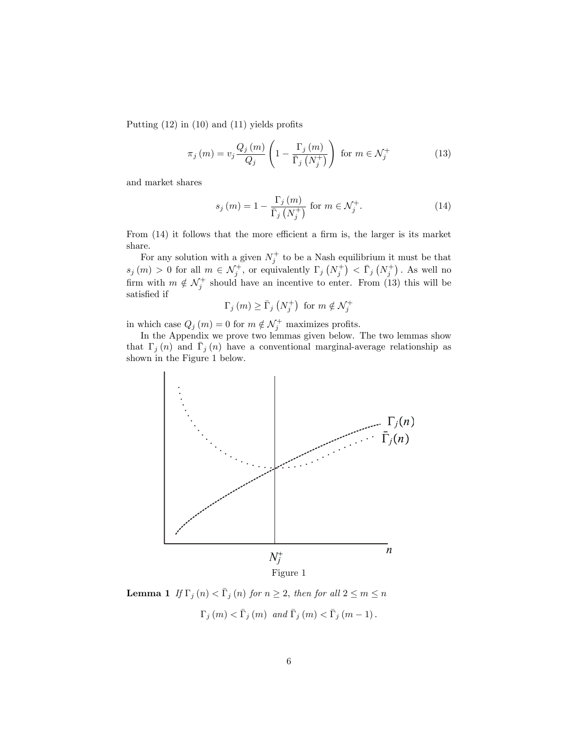Putting (12) in (10) and (11) yields profits

$$\pi_j(m) = v_j \frac{Q_j(m)}{Q_j} \left(1 - \frac{\Gamma_j(m)}{\bar{\Gamma}_j(N_j^+)}\right) \text{ for } m \in \mathcal{N}_j^+ \tag{13}$$

and market shares

$$s_j(m) = 1 - \frac{\Gamma_j(m)}{\bar{\Gamma}_j(N_j^+)} \text{ for } m \in \mathcal{N}_j^+. \tag{14}$$

From (14) it follows that the more efficient a firm is, the larger is its market share.

For any solution with a given $N_j^+$ to be a Nash equilibrium it must be that $s_j(m) > 0$ for all $m \in \mathcal{N}_j^+$, or equivalently $\Gamma_j(N_j^+) < \bar{\Gamma}_j(N_j^+)$. As well no firm with $m \notin \mathcal{N}_j^+$ should have an incentive to enter. From (13) this will be satisfied if

$$\Gamma_j(m) \geq \bar{\Gamma}_j(N_j^+) \text{ for } m \notin \mathcal{N}_j^+$$

in which case $Q_j(m) = 0$ for $m \notin \mathcal{N}_j^+$ maximizes profits.

In the Appendix we prove two lemmas given below. The two lemmas show that $\Gamma_j(n)$ and $\bar{\Gamma}_j(n)$ have a conventional marginal-average relationship as shown in the Figure 1 below.

Figure 1

**Lemma 1** *If $\Gamma_j(n) < \bar{\Gamma}_j(n)$ for $n \geq 2$, then for all $2 \leq m \leq n$*

$$\Gamma_j(m) < \bar{\Gamma}_j(m) \text{ and } \bar{\Gamma}_j(m) < \bar{\Gamma}_j(m-1).$$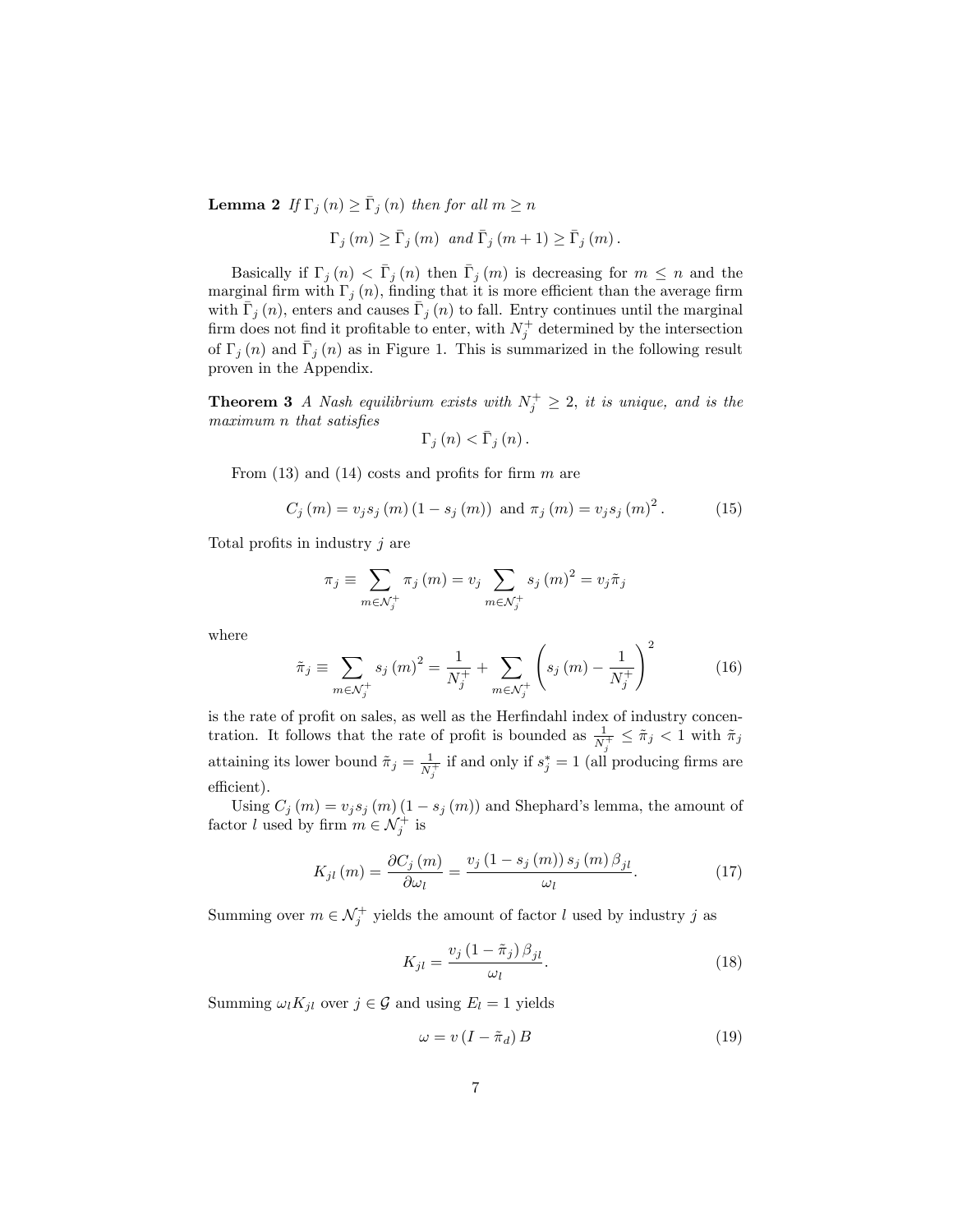**Lemma 2** *If $\Gamma_j(n) \geq \bar{\Gamma}_j(n)$ then for all $m \geq n$*

$$\Gamma_j(m) \geq \bar{\Gamma}_j(m) \text{ and } \bar{\Gamma}_j(m+1) \geq \bar{\Gamma}_j(m).$$

Basically if $\Gamma_j(n) < \bar{\Gamma}_j(n)$ then $\bar{\Gamma}_j(m)$ is decreasing for $m \leq n$ and the marginal firm with $\Gamma_j(n)$, finding that it is more efficient than the average firm with $\bar{\Gamma}_j(n)$, enters and causes $\bar{\Gamma}_j(n)$ to fall. Entry continues until the marginal firm does not find it profitable to enter, with $N_j^+$ determined by the intersection of $\Gamma_j(n)$ and $\bar{\Gamma}_j(n)$ as in Figure 1. This is summarized in the following result proven in the Appendix.

**Theorem 3** *A Nash equilibrium exists with $N_j^+ \geq 2$, it is unique, and is the maximum $n$ that satisfies*

$$\Gamma_j(n) < \bar{\Gamma}_j(n).$$

From (13) and (14) costs and profits for firm $m$ are

$$C_j(m) = v_j s_j(m)(1 - s_j(m)) \text{ and } \pi_j(m) = v_j s_j(m)^2. \tag{15}$$

Total profits in industry $j$ are

$$\pi_j \equiv \sum_{m \in \mathcal{N}_j^+} \pi_j(m) = v_j \sum_{m \in \mathcal{N}_j^+} s_j(m)^2 = v_j \tilde{\pi}_j$$

where

$$\tilde{\pi}_j \equiv \sum_{m \in \mathcal{N}_j^+} s_j(m)^2 = \frac{1}{N_j^+} + \sum_{m \in \mathcal{N}_j^+} \left( s_j(m) - \frac{1}{N_j^+} \right)^2 \tag{16}$$

is the rate of profit on sales, as well as the Herfindahl index of industry concentration. It follows that the rate of profit is bounded as $\frac{1}{N_j^+} \leq \tilde{\pi}_j < 1$ with $\tilde{\pi}_j$ attaining its lower bound $\tilde{\pi}_j = \frac{1}{N_j^+}$ if and only if $s_j^* = 1$ (all producing firms are efficient).

Using $C_j(m) = v_j s_j(m)(1 - s_j(m))$ and Shephard's lemma, the amount of factor $l$ used by firm $m \in \mathcal{N}_j^+$ is

$$K_{jl}(m) = \frac{\partial C_j(m)}{\partial \omega_l} = \frac{v_j (1 - s_j(m)) s_j(m) \beta_{jl}}{\omega_l}. \tag{17}$$

Summing over $m \in \mathcal{N}_j^+$ yields the amount of factor $l$ used by industry $j$ as

$$K_{jl} = \frac{v_j (1 - \tilde{\pi}_j) \beta_{jl}}{\omega_l}. \tag{18}$$

Summing $\omega_l K_{jl}$ over $j \in \mathcal{G}$ and using $E_l = 1$ yields

$$\omega = v (I - \tilde{\pi}_d) B \tag{19}$$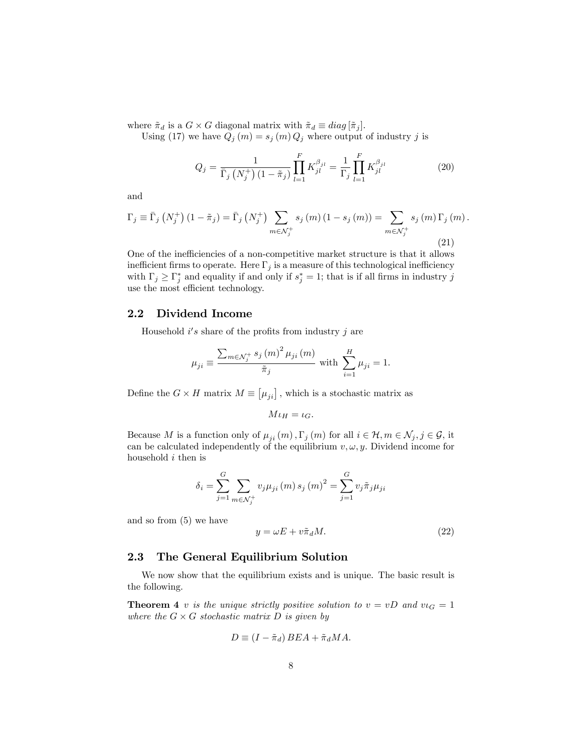where $\tilde{\pi}_d$ is a $G \times G$ diagonal matrix with $\tilde{\pi}_d \equiv diag[\tilde{\pi}_j]$.

Using (17) we have $Q_j(m) = s_j(m) Q_j$ where output of industry $j$ is

$$Q_j = \frac{1}{\bar{\Gamma}_j \left(N_j^+\right)(1 - \tilde{\pi}_j)} \prod_{l=1}^{F} K_{jl}^{\beta_{jl}} = \frac{1}{\Gamma_j} \prod_{l=1}^{F} K_{jl}^{\beta_{jl}} \tag{20}$$

and

$$\Gamma_j \equiv \bar{\Gamma}_j \left(N_j^+\right)(1 - \tilde{\pi}_j) = \bar{\Gamma}_j \left(N_j^+\right) \sum_{m \in \mathcal{N}_j^+} s_j(m)(1 - s_j(m)) = \sum_{m \in \mathcal{N}_j^+} s_j(m) \Gamma_j(m). \tag{21}$$

One of the inefficiencies of a non-competitive market structure is that it allows inefficient firms to operate. Here $\Gamma_j$ is a measure of this technological inefficiency with $\Gamma_j \geq \Gamma_j^*$ and equality if and only if $s_j^* = 1$; that is if all firms in industry $j$ use the most efficient technology.

## 2.2 Dividend Income

Household $i's$ share of the profits from industry $j$ are

$$\mu_{ji} \equiv \frac{\sum_{m \in \mathcal{N}_j^+} s_j(m)^2 \mu_{ji}(m)}{\tilde{\pi}_j} \text{ with } \sum_{i=1}^{H} \mu_{ji} = 1.$$

Define the $G \times H$ matrix $M \equiv [\mu_{ji}]$, which is a stochastic matrix as

$$M\iota_H = \iota_G.$$

Because $M$ is a function only of $\mu_{ji}(m), \Gamma_j(m)$ for all $i \in \mathcal{H}, m \in \mathcal{N}_j, j \in \mathcal{G}$, it can be calculated independently of the equilibrium $v, \omega, y$. Dividend income for household $i$ then is

$$\delta_i = \sum_{j=1}^{G} \sum_{m \in \mathcal{N}_j^+} v_j \mu_{ji}(m) s_j(m)^2 = \sum_{j=1}^{G} v_j \tilde{\pi}_j \mu_{ji}$$

and so from (5) we have

$$y = \omega E + v\tilde{\pi}_d M. \tag{22}$$

## 2.3 The General Equilibrium Solution

We now show that the equilibrium exists and is unique. The basic result is the following.

**Theorem 4** *$v$ is the unique strictly positive solution to $v = vD$ and $v\iota_G = 1$ where the $G \times G$ stochastic matrix $D$ is given by*

$$D \equiv (I - \tilde{\pi}_d) BEA + \tilde{\pi}_d MA.$$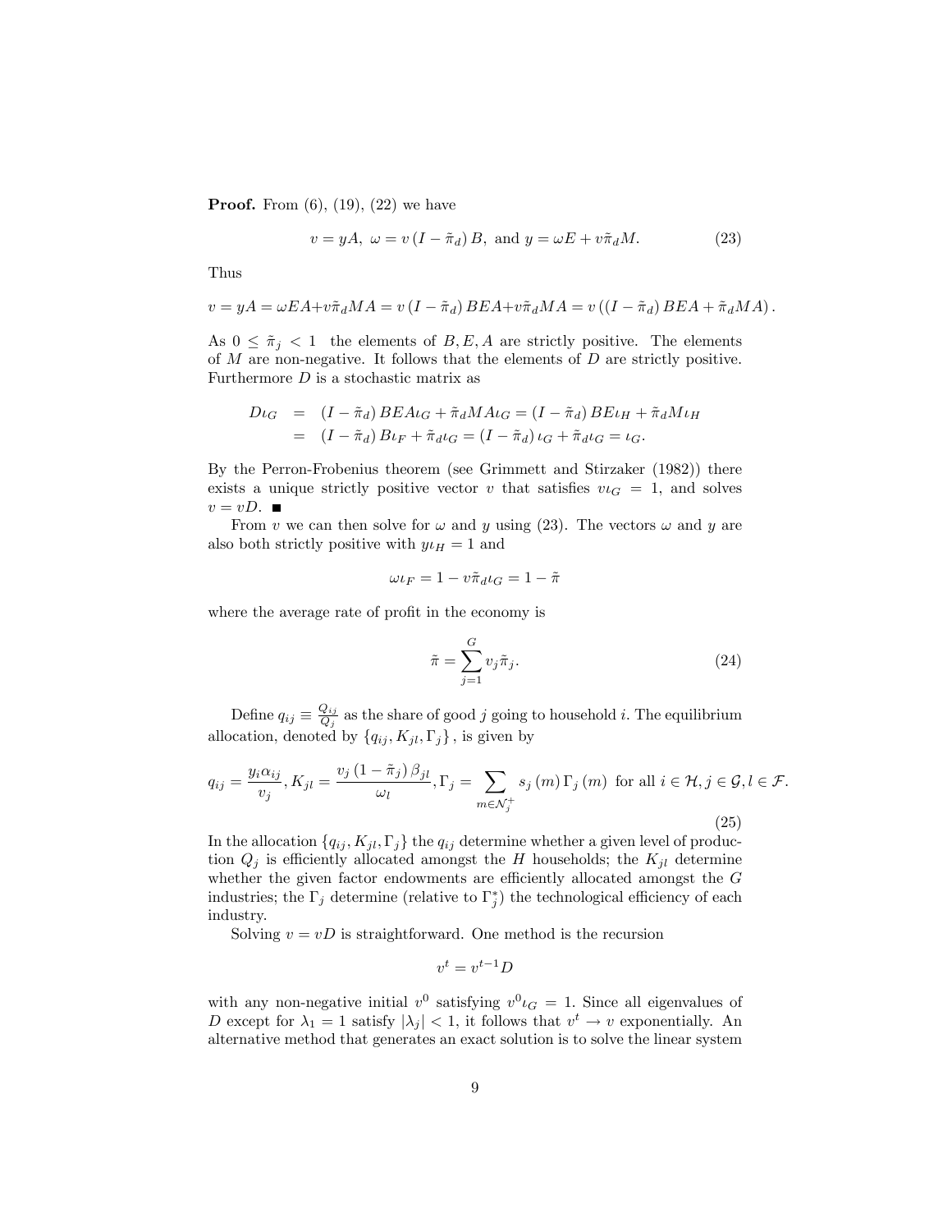**Proof.** From (6), (19), (22) we have

$$v = yA,\ \omega = v\left(I - \tilde{\pi}_d\right)B,\ \text{and}\ y = \omega E + v\tilde{\pi}_d M. \tag{23}$$

Thus

$$v = yA = \omega EA + v\tilde{\pi}_d MA = v\left(I - \tilde{\pi}_d\right)BEA + v\tilde{\pi}_d MA = v\left(\left(I - \tilde{\pi}_d\right)BEA + \tilde{\pi}_d MA\right).$$

As $0 \leq \tilde{\pi}_j < 1$ the elements of $B, E, A$ are strictly positive. The elements of $M$ are non-negative. It follows that the elements of $D$ are strictly positive. Furthermore $D$ is a stochastic matrix as

$$\begin{aligned} D\iota_G &= \left(I - \tilde{\pi}_d\right)BEA\iota_G + \tilde{\pi}_d MA\iota_G = \left(I - \tilde{\pi}_d\right)BE\iota_H + \tilde{\pi}_d M\iota_H \\ &= \left(I - \tilde{\pi}_d\right)B\iota_F + \tilde{\pi}_d\iota_G = \left(I - \tilde{\pi}_d\right)\iota_G + \tilde{\pi}_d\iota_G = \iota_G. \end{aligned}$$

By the Perron-Frobenius theorem (see Grimmett and Stirzaker (1982)) there exists a unique strictly positive vector $v$ that satisfies $v\iota_G = 1$, and solves $v = vD$. ■

From $v$ we can then solve for $\omega$ and $y$ using (23). The vectors $\omega$ and $y$ are also both strictly positive with $y\iota_H = 1$ and

$$\omega\iota_F = 1 - v\tilde{\pi}_d\iota_G = 1 - \tilde{\pi}$$

where the average rate of profit in the economy is

$$\tilde{\pi} = \sum_{j=1}^{G} v_j\tilde{\pi}_j. \tag{24}$$

Define $q_{ij} \equiv \frac{Q_{ij}}{Q_j}$ as the share of good $j$ going to household $i$. The equilibrium allocation, denoted by $\{q_{ij}, K_{jl}, \Gamma_j\}$, is given by

$$q_{ij} = \frac{y_i\alpha_{ij}}{v_j}, K_{jl} = \frac{v_j\left(1 - \tilde{\pi}_j\right)\beta_{jl}}{\omega_l}, \Gamma_j = \sum_{m\in\mathcal{N}_j^+} s_j\left(m\right)\Gamma_j\left(m\right)\ \text{for all}\ i \in \mathcal{H}, j \in \mathcal{G}, l \in \mathcal{F}. \tag{25}$$

In the allocation $\{q_{ij}, K_{jl}, \Gamma_j\}$ the $q_{ij}$ determine whether a given level of production $Q_j$ is efficiently allocated amongst the $H$ households; the $K_{jl}$ determine whether the given factor endowments are efficiently allocated amongst the $G$ industries; the $\Gamma_j$ determine (relative to $\Gamma_j^*$) the technological efficiency of each industry.

Solving $v = vD$ is straightforward. One method is the recursion

$$v^t = v^{t-1}D$$

with any non-negative initial $v^0$ satisfying $v^0\iota_G = 1$. Since all eigenvalues of $D$ except for $\lambda_1 = 1$ satisfy $|\lambda_j| < 1$, it follows that $v^t \rightarrow v$ exponentially. An alternative method that generates an exact solution is to solve the linear system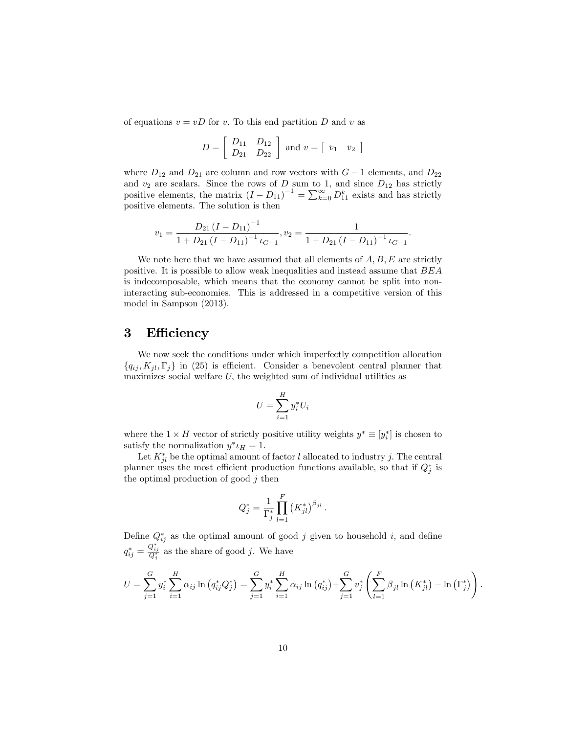of equations $v = vD$ for $v$. To this end partition $D$ and $v$ as

$$D = \begin{bmatrix} D_{11} & D_{12} \\ D_{21} & D_{22} \end{bmatrix} \text{ and } v = \begin{bmatrix} v_1 & v_2 \end{bmatrix}$$

where $D_{12}$ and $D_{21}$ are column and row vectors with $G-1$ elements, and $D_{22}$ and $v_2$ are scalars. Since the rows of $D$ sum to 1, and since $D_{12}$ has strictly positive elements, the matrix $(I - D_{11})^{-1} = \sum_{k=0}^{\infty} D_{11}^k$ exists and has strictly positive elements. The solution is then

$$v_1 = \frac{D_{21}(I - D_{11})^{-1}}{1 + D_{21}(I - D_{11})^{-1} \iota_{G-1}}, v_2 = \frac{1}{1 + D_{21}(I - D_{11})^{-1} \iota_{G-1}}.$$

We note here that we have assumed that all elements of $A, B, E$ are strictly positive. It is possible to allow weak inequalities and instead assume that $BEA$ is indecomposable, which means that the economy cannot be split into non-interacting sub-economies. This is addressed in a competitive version of this model in Sampson (2013).

# 3 Efficiency

We now seek the conditions under which imperfectly competition allocation $\{q_{ij}, K_{jl}, \Gamma_j\}$ in (25) is efficient. Consider a benevolent central planner that maximizes social welfare $U$, the weighted sum of individual utilities as

$$U = \sum_{i=1}^{H} y_i^* U_i$$

where the $1 \times H$ vector of strictly positive utility weights $y^* \equiv [y_i^*]$ is chosen to satisfy the normalization $y^* \iota_H = 1$.

Let $K_{jl}^*$ be the optimal amount of factor $l$ allocated to industry $j$. The central planner uses the most efficient production functions available, so that if $Q_j^*$ is the optimal production of good $j$ then

$$Q_j^* = \frac{1}{\Gamma_j^*} \prod_{l=1}^{F} (K_{jl}^*)^{\beta_{jl}}.$$

Define $Q_{ij}^*$ as the optimal amount of good $j$ given to household $i$, and define $q_{ij}^* = \frac{Q_{ij}^*}{Q_j^*}$ as the share of good $j$. We have

$$U = \sum_{j=1}^{G} y_i^* \sum_{i=1}^{H} \alpha_{ij} \ln(q_{ij}^* Q_j^*) = \sum_{j=1}^{G} y_i^* \sum_{i=1}^{H} \alpha_{ij} \ln(q_{ij}^*) + \sum_{j=1}^{G} v_j^* \left( \sum_{l=1}^{F} \beta_{jl} \ln(K_{jl}^*) - \ln(\Gamma_j^*) \right).$$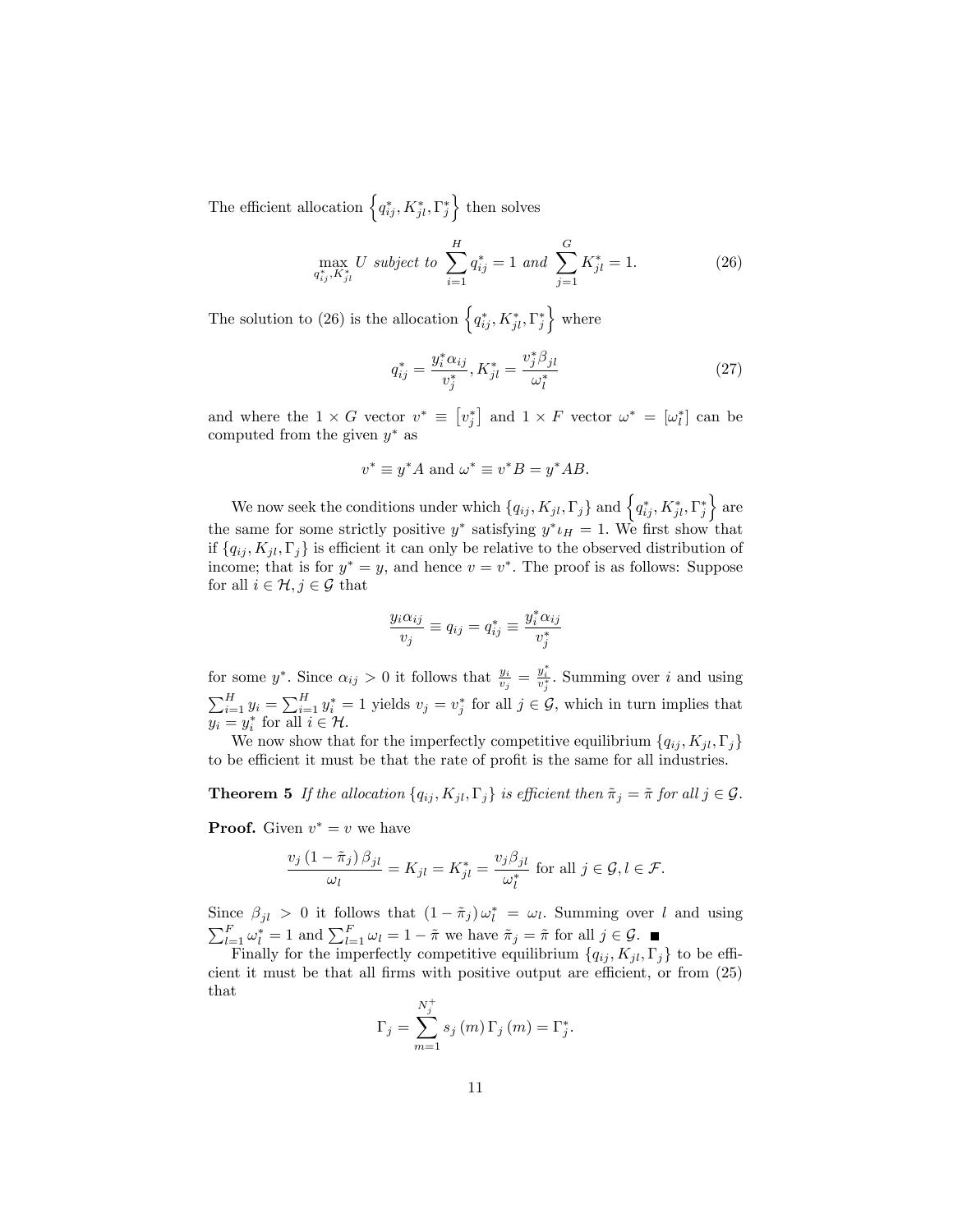The efficient allocation $\left\{q_{ij}^*, K_{jl}^*, \Gamma_j^*\right\}$ then solves

$$\max_{q_{ij}^*, K_{jl}^*} U \text{ subject to } \sum_{i=1}^{H} q_{ij}^* = 1 \text{ and } \sum_{j=1}^{G} K_{jl}^* = 1. \tag{26}$$

The solution to (26) is the allocation $\left\{q_{ij}^*, K_{jl}^*, \Gamma_j^*\right\}$ where

$$q_{ij}^* = \frac{y_i^* \alpha_{ij}}{v_j^*}, K_{jl}^* = \frac{v_j^* \beta_{jl}}{\omega_l^*} \tag{27}$$

and where the $1 \times G$ vector $v^* \equiv \left[v_j^*\right]$ and $1 \times F$ vector $\omega^* = \left[\omega_l^*\right]$ can be computed from the given $y^*$ as

$$v^* \equiv y^* A \text{ and } \omega^* \equiv v^* B = y^* AB.$$

We now seek the conditions under which $\{q_{ij}, K_{jl}, \Gamma_j\}$ and $\left\{q_{ij}^*, K_{jl}^*, \Gamma_j^*\right\}$ are the same for some strictly positive $y^*$ satisfying $y^* \iota_H = 1$. We first show that if $\{q_{ij}, K_{jl}, \Gamma_j\}$ is efficient it can only be relative to the observed distribution of income; that is for $y^* = y$, and hence $v = v^*$. The proof is as follows: Suppose for all $i \in \mathcal{H}, j \in \mathcal{G}$ that

$$\frac{y_i \alpha_{ij}}{v_j} \equiv q_{ij} = q_{ij}^* \equiv \frac{y_i^* \alpha_{ij}}{v_j^*}$$

for some $y^*$. Since $\alpha_{ij} > 0$ it follows that $\frac{y_i}{v_j} = \frac{y_i^*}{v_j^*}$. Summing over $i$ and using $\sum_{i=1}^{H} y_i = \sum_{i=1}^{H} y_i^* = 1$ yields $v_j = v_j^*$ for all $j \in \mathcal{G}$, which in turn implies that $y_i = y_i^*$ for all $i \in \mathcal{H}$.

We now show that for the imperfectly competitive equilibrium $\{q_{ij}, K_{jl}, \Gamma_j\}$ to be efficient it must be that the rate of profit is the same for all industries.

**Theorem 5** *If the allocation $\{q_{ij}, K_{jl}, \Gamma_j\}$ is efficient then $\tilde{\pi}_j = \tilde{\pi}$ for all $j \in \mathcal{G}$.*

**Proof.** Given $v^* = v$ we have

$$\frac{v_j \left(1 - \tilde{\pi}_j\right) \beta_{jl}}{\omega_l} = K_{jl} = K_{jl}^* = \frac{v_j \beta_{jl}}{\omega_l^*} \text{ for all } j \in \mathcal{G}, l \in \mathcal{F}.$$

Since $\beta_{jl} > 0$ it follows that $\left(1 - \tilde{\pi}_j\right) \omega_l^* = \omega_l$. Summing over $l$ and using $\sum_{l=1}^{F} \omega_l^* = 1$ and $\sum_{l=1}^{F} \omega_l = 1 - \tilde{\pi}$ we have $\tilde{\pi}_j = \tilde{\pi}$ for all $j \in \mathcal{G}$. ■

Finally for the imperfectly competitive equilibrium $\{q_{ij}, K_{jl}, \Gamma_j\}$ to be efficient it must be that all firms with positive output are efficient, or from (25) that

$$\Gamma_j = \sum_{m=1}^{N_j^+} s_j(m) \Gamma_j(m) = \Gamma_j^*.$$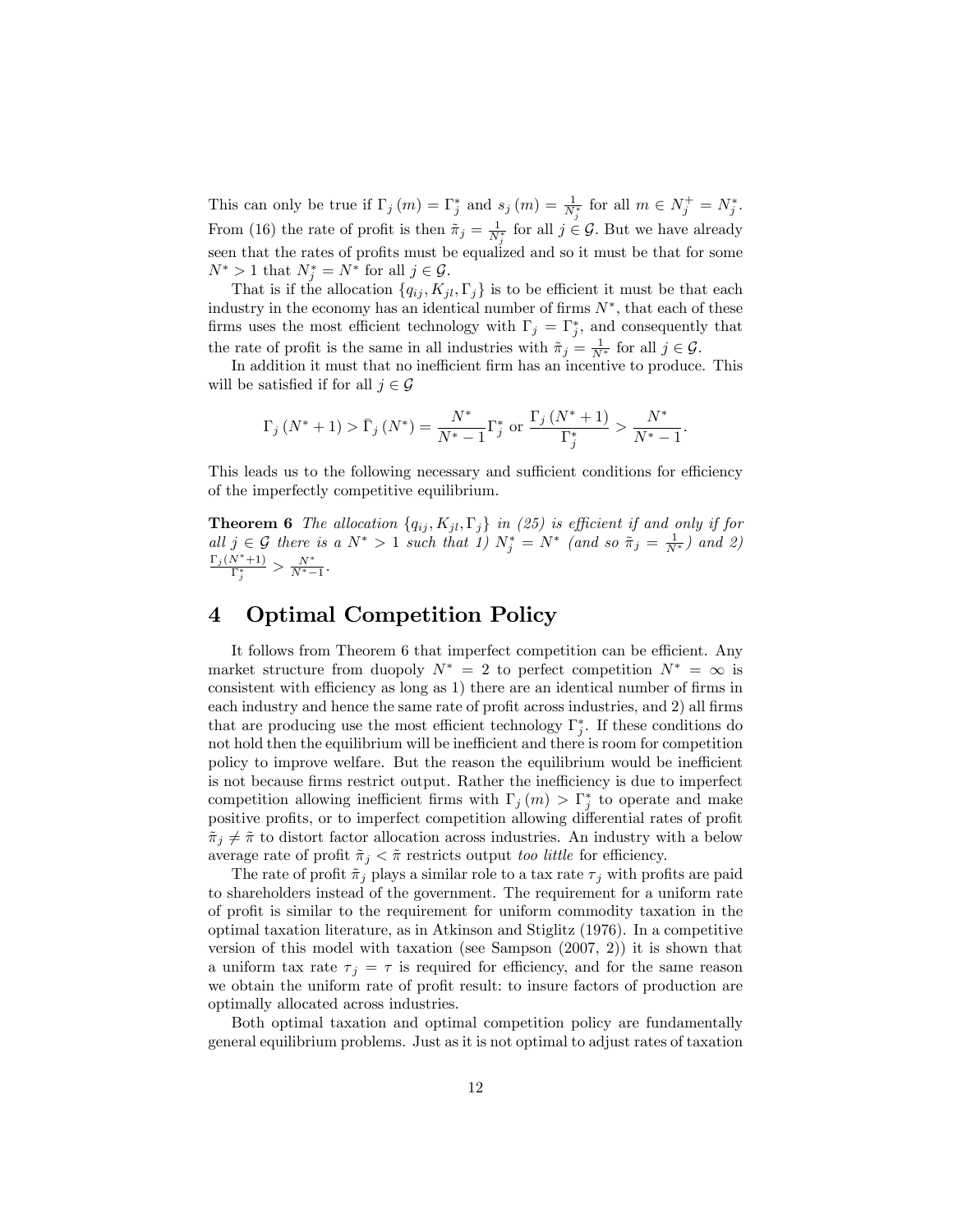This can only be true if $\Gamma_j(m) = \Gamma_j^*$ and $s_j(m) = \frac{1}{N_j^*}$ for all $m \in N_j^+ = N_j^*$. From (16) the rate of profit is then $\tilde{\pi}_j = \frac{1}{N_j^*}$ for all $j \in \mathcal{G}$. But we have already seen that the rates of profits must be equalized and so it must be that for some $N^* > 1$ that $N_j^* = N^*$ for all $j \in \mathcal{G}$.

That is if the allocation $\{q_{ij}, K_{jl}, \Gamma_j\}$ is to be efficient it must be that each industry in the economy has an identical number of firms $N^*$, that each of these firms uses the most efficient technology with $\Gamma_j = \Gamma_j^*$, and consequently that the rate of profit is the same in all industries with $\tilde{\pi}_j = \frac{1}{N^*}$ for all $j \in \mathcal{G}$.

In addition it must that no inefficient firm has an incentive to produce. This will be satisfied if for all $j \in \mathcal{G}$

$$\Gamma_j(N^*+1) > \bar{\Gamma}_j(N^*) = \frac{N^*}{N^*-1}\Gamma_j^* \text{ or } \frac{\Gamma_j(N^*+1)}{\Gamma_j^*} > \frac{N^*}{N^*-1}.$$

This leads us to the following necessary and sufficient conditions for efficiency of the imperfectly competitive equilibrium.

**Theorem 6** *The allocation $\{q_{ij}, K_{jl}, \Gamma_j\}$ in (25) is efficient if and only if for all $j \in \mathcal{G}$ there is a $N^* > 1$ such that 1) $N_j^* = N^*$ (and so $\tilde{\pi}_j = \frac{1}{N^*}$) and 2) $\frac{\Gamma_j(N^*+1)}{\Gamma_j^*} > \frac{N^*}{N^*-1}$.*

# 4 Optimal Competition Policy

It follows from Theorem 6 that imperfect competition can be efficient. Any market structure from duopoly $N^* = 2$ to perfect competition $N^* = \infty$ is consistent with efficiency as long as 1) there are an identical number of firms in each industry and hence the same rate of profit across industries, and 2) all firms that are producing use the most efficient technology $\Gamma_j^*$. If these conditions do not hold then the equilibrium will be inefficient and there is room for competition policy to improve welfare. But the reason the equilibrium would be inefficient is not because firms restrict output. Rather the inefficiency is due to imperfect competition allowing inefficient firms with $\Gamma_j(m) > \Gamma_j^*$ to operate and make positive profits, or to imperfect competition allowing differential rates of profit $\tilde{\pi}_j \neq \tilde{\pi}$ to distort factor allocation across industries. An industry with a below average rate of profit $\tilde{\pi}_j < \tilde{\pi}$ restricts output *too little* for efficiency.

The rate of profit $\tilde{\pi}_j$ plays a similar role to a tax rate $\tau_j$ with profits are paid to shareholders instead of the government. The requirement for a uniform rate of profit is similar to the requirement for uniform commodity taxation in the optimal taxation literature, as in Atkinson and Stiglitz (1976). In a competitive version of this model with taxation (see Sampson (2007, 2)) it is shown that a uniform tax rate $\tau_j = \tau$ is required for efficiency, and for the same reason we obtain the uniform rate of profit result: to insure factors of production are optimally allocated across industries.

Both optimal taxation and optimal competition policy are fundamentally general equilibrium problems. Just as it is not optimal to adjust rates of taxation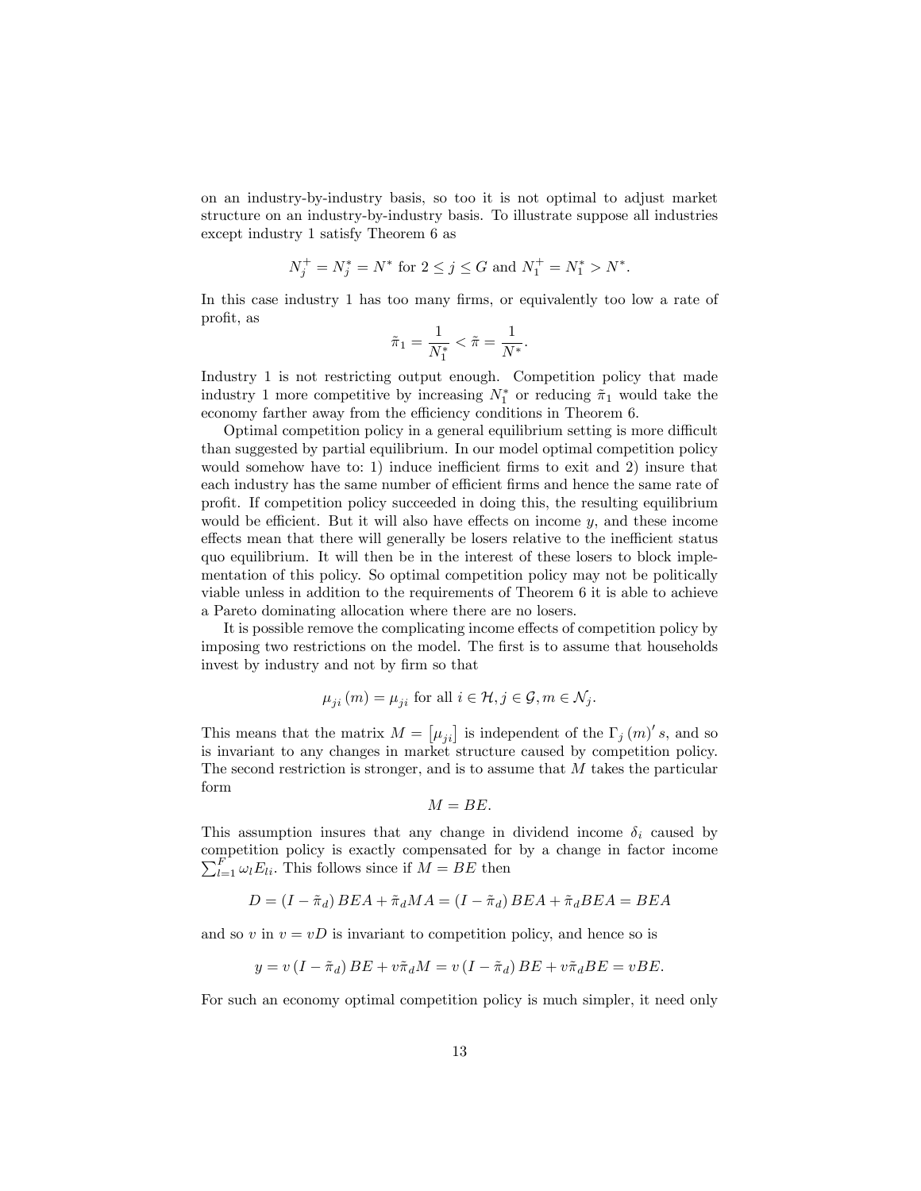on an industry-by-industry basis, so too it is not optimal to adjust market structure on an industry-by-industry basis. To illustrate suppose all industries except industry 1 satisfy Theorem 6 as

$$N_j^+ = N_j^* = N^* \text{ for } 2 \leq j \leq G \text{ and } N_1^+ = N_1^* > N^*.$$

In this case industry 1 has too many firms, or equivalently too low a rate of profit, as

$$\tilde{\pi}_1 = \frac{1}{N_1^*} < \tilde{\pi} = \frac{1}{N^*}.$$

Industry 1 is not restricting output enough. Competition policy that made industry 1 more competitive by increasing $N_1^*$ or reducing $\tilde{\pi}_1$ would take the economy farther away from the efficiency conditions in Theorem 6.

Optimal competition policy in a general equilibrium setting is more difficult than suggested by partial equilibrium. In our model optimal competition policy would somehow have to: 1) induce inefficient firms to exit and 2) insure that each industry has the same number of efficient firms and hence the same rate of profit. If competition policy succeeded in doing this, the resulting equilibrium would be efficient. But it will also have effects on income $y$, and these income effects mean that there will generally be losers relative to the inefficient status quo equilibrium. It will then be in the interest of these losers to block implementation of this policy. So optimal competition policy may not be politically viable unless in addition to the requirements of Theorem 6 it is able to achieve a Pareto dominating allocation where there are no losers.

It is possible remove the complicating income effects of competition policy by imposing two restrictions on the model. The first is to assume that households invest by industry and not by firm so that

$$\mu_{ji}(m) = \mu_{ji} \text{ for all } i \in \mathcal{H}, j \in \mathcal{G}, m \in \mathcal{N}_j.$$

This means that the matrix $M = [\mu_{ji}]$ is independent of the $\Gamma_j(m)'s$, and so is invariant to any changes in market structure caused by competition policy. The second restriction is stronger, and is to assume that $M$ takes the particular form

$$M = BE.$$

This assumption insures that any change in dividend income $\delta_i$ caused by competition policy is exactly compensated for by a change in factor income $\sum_{l=1}^{F} \omega_l E_{li}$. This follows since if $M = BE$ then

$$D = (I - \tilde{\pi}_d) BEA + \tilde{\pi}_d MA = (I - \tilde{\pi}_d) BEA + \tilde{\pi}_d BEA = BEA$$

and so $v$ in $v = vD$ is invariant to competition policy, and hence so is

$$y = v(I - \tilde{\pi}_d) BE + v\tilde{\pi}_d M = v(I - \tilde{\pi}_d) BE + v\tilde{\pi}_d BE = vBE.$$

For such an economy optimal competition policy is much simpler, it need only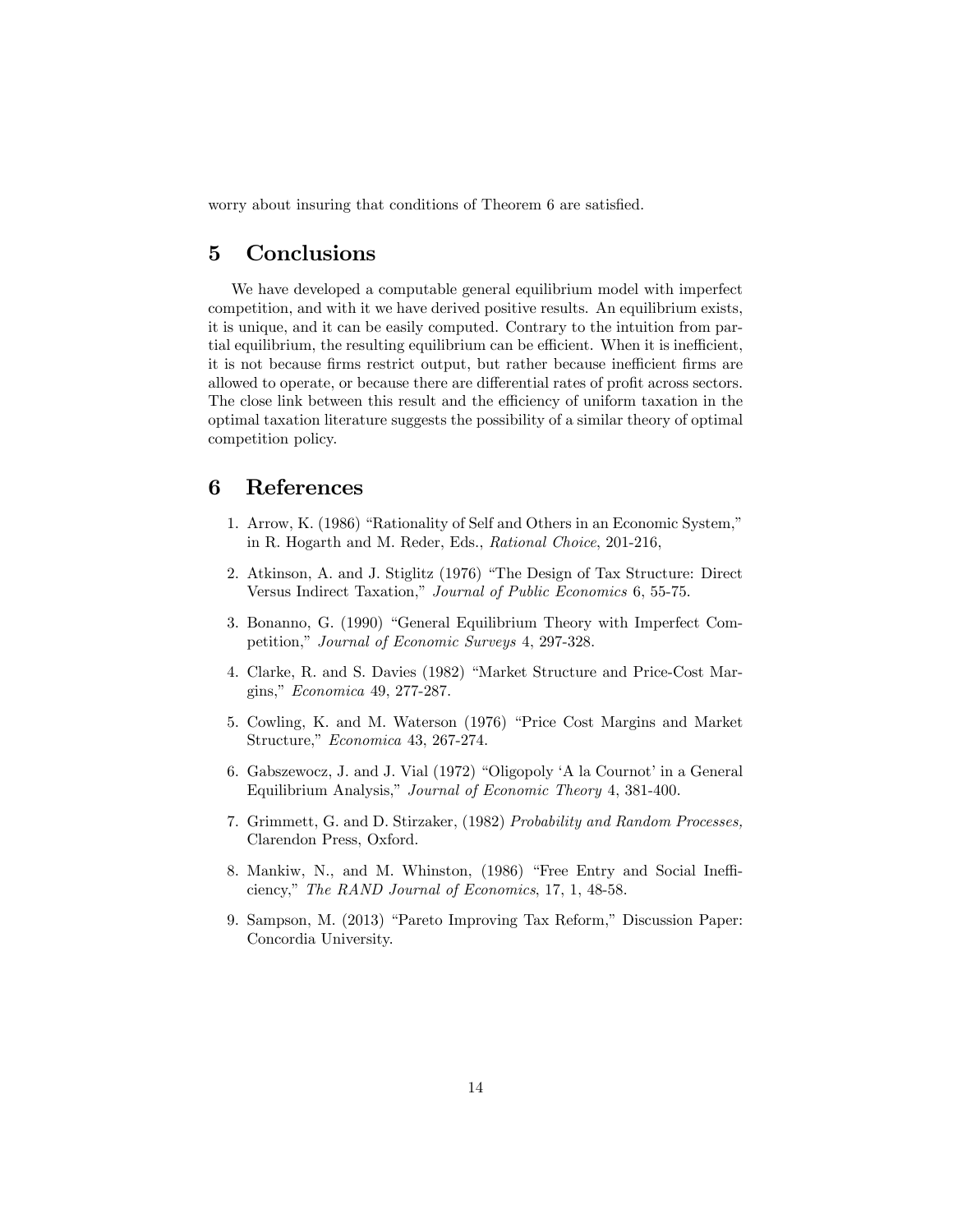worry about insuring that conditions of Theorem 6 are satisfied.

## 5 Conclusions

We have developed a computable general equilibrium model with imperfect competition, and with it we have derived positive results. An equilibrium exists, it is unique, and it can be easily computed. Contrary to the intuition from partial equilibrium, the resulting equilibrium can be efficient. When it is inefficient, it is not because firms restrict output, but rather because inefficient firms are allowed to operate, or because there are differential rates of profit across sectors. The close link between this result and the efficiency of uniform taxation in the optimal taxation literature suggests the possibility of a similar theory of optimal competition policy.

## 6 References

1. Arrow, K. (1986) "Rationality of Self and Others in an Economic System," in R. Hogarth and M. Reder, Eds., *Rational Choice*, 201-216,
2. Atkinson, A. and J. Stiglitz (1976) "The Design of Tax Structure: Direct Versus Indirect Taxation," *Journal of Public Economics* 6, 55-75.
3. Bonanno, G. (1990) "General Equilibrium Theory with Imperfect Competition," *Journal of Economic Surveys* 4, 297-328.
4. Clarke, R. and S. Davies (1982) "Market Structure and Price-Cost Margins," *Economica* 49, 277-287.
5. Cowling, K. and M. Waterson (1976) "Price Cost Margins and Market Structure," *Economica* 43, 267-274.
6. Gabszewocz, J. and J. Vial (1972) "Oligopoly 'A la Cournot' in a General Equilibrium Analysis," *Journal of Economic Theory* 4, 381-400.
7. Grimmett, G. and D. Stirzaker, (1982) *Probability and Random Processes,* Clarendon Press, Oxford.
8. Mankiw, N., and M. Whinston, (1986) "Free Entry and Social Inefficiency," *The RAND Journal of Economics*, 17, 1, 48-58.
9. Sampson, M. (2013) "Pareto Improving Tax Reform," Discussion Paper: Concordia University.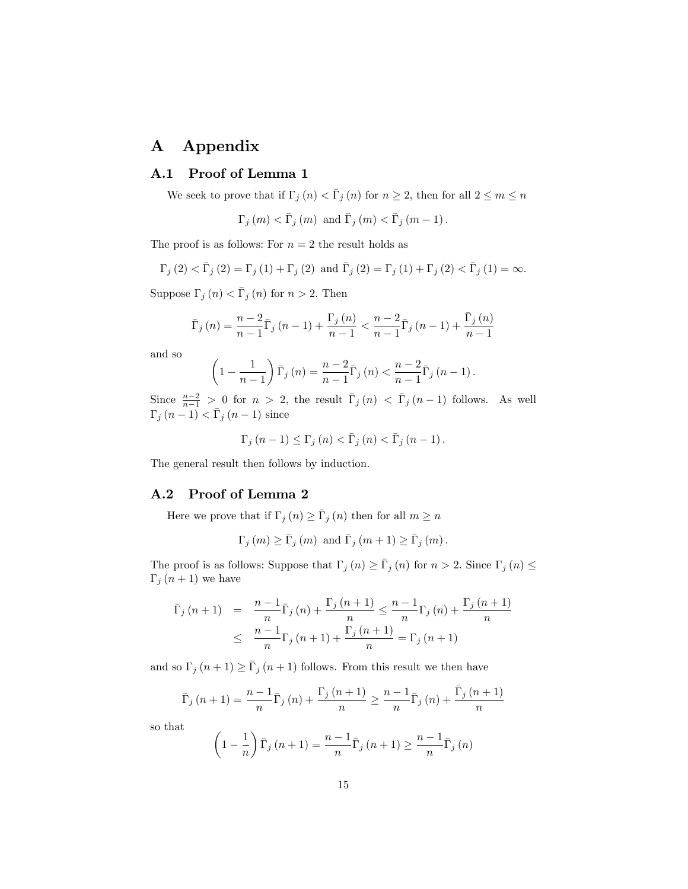# A Appendix

## A.1 Proof of Lemma 1

We seek to prove that if $\Gamma_j(n) < \bar{\Gamma}_j(n)$ for $n \geq 2$, then for all $2 \leq m \leq n$

$$\Gamma_j(m) < \bar{\Gamma}_j(m) \text{ and } \bar{\Gamma}_j(m) < \bar{\Gamma}_j(m-1).$$

The proof is as follows: For $n = 2$ the result holds as

$$\Gamma_j(2) < \bar{\Gamma}_j(2) = \Gamma_j(1) + \Gamma_j(2) \text{ and } \bar{\Gamma}_j(2) = \Gamma_j(1) + \Gamma_j(2) < \bar{\Gamma}_j(1) = \infty.$$

Suppose $\Gamma_j(n) < \bar{\Gamma}_j(n)$ for $n > 2$. Then

$$\bar{\Gamma}_j(n) = \frac{n-2}{n-1}\bar{\Gamma}_j(n-1) + \frac{\Gamma_j(n)}{n-1} < \frac{n-2}{n-1}\bar{\Gamma}_j(n-1) + \frac{\bar{\Gamma}_j(n)}{n-1}$$

and so

$$\left(1 - \frac{1}{n-1}\right)\bar{\Gamma}_j(n) = \frac{n-2}{n-1}\bar{\Gamma}_j(n) < \frac{n-2}{n-1}\bar{\Gamma}_j(n-1).$$

Since $\frac{n-2}{n-1} > 0$ for $n > 2$, the result $\bar{\Gamma}_j(n) < \bar{\Gamma}_j(n-1)$ follows. As well $\Gamma_j(n-1) < \bar{\Gamma}_j(n-1)$ since

$$\Gamma_j(n-1) \leq \Gamma_j(n) < \bar{\Gamma}_j(n) < \bar{\Gamma}_j(n-1).$$

The general result then follows by induction.

## A.2 Proof of Lemma 2

Here we prove that if $\Gamma_j(n) \geq \bar{\Gamma}_j(n)$ then for all $m \geq n$

$$\Gamma_j(m) \geq \bar{\Gamma}_j(m) \text{ and } \bar{\Gamma}_j(m+1) \geq \bar{\Gamma}_j(m).$$

The proof is as follows: Suppose that $\Gamma_j(n) \geq \bar{\Gamma}_j(n)$ for $n > 2$. Since $\Gamma_j(n) \leq \Gamma_j(n+1)$ we have

$$\begin{aligned}
\bar{\Gamma}_j(n+1) &= \frac{n-1}{n}\bar{\Gamma}_j(n) + \frac{\Gamma_j(n+1)}{n} \leq \frac{n-1}{n}\Gamma_j(n) + \frac{\Gamma_j(n+1)}{n} \\
&\leq \frac{n-1}{n}\Gamma_j(n+1) + \frac{\Gamma_j(n+1)}{n} = \Gamma_j(n+1)
\end{aligned}$$

and so $\Gamma_j(n+1) \geq \bar{\Gamma}_j(n+1)$ follows. From this result we then have

$$\bar{\Gamma}_j(n+1) = \frac{n-1}{n}\bar{\Gamma}_j(n) + \frac{\Gamma_j(n+1)}{n} \geq \frac{n-1}{n}\bar{\Gamma}_j(n) + \frac{\bar{\Gamma}_j(n+1)}{n}$$

so that

$$\left(1 - \frac{1}{n}\right)\bar{\Gamma}_j(n+1) = \frac{n-1}{n}\bar{\Gamma}_j(n+1) \geq \frac{n-1}{n}\bar{\Gamma}_j(n)$$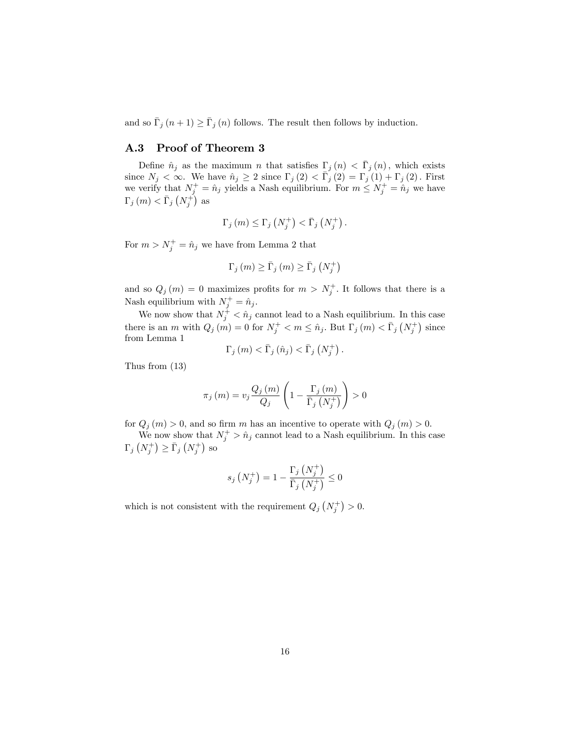and so $\bar{\Gamma}_j(n+1) \geq \bar{\Gamma}_j(n)$ follows. The result then follows by induction.

## A.3 Proof of Theorem 3

Define $\hat{n}_j$ as the maximum $n$ that satisfies $\Gamma_j(n) < \bar{\Gamma}_j(n)$, which exists since $N_j < \infty$. We have $\hat{n}_j \geq 2$ since $\Gamma_j(2) < \bar{\Gamma}_j(2) = \Gamma_j(1) + \Gamma_j(2)$. First we verify that $N_j^+ = \hat{n}_j$ yields a Nash equilibrium. For $m \leq N_j^+ = \hat{n}_j$ we have $\Gamma_j(m) < \bar{\Gamma}_j(N_j^+)$ as

$$\Gamma_j(m) \leq \Gamma_j(N_j^+) < \bar{\Gamma}_j(N_j^+).$$

For $m > N_j^+ = \hat{n}_j$ we have from Lemma 2 that

$$\Gamma_j(m) \geq \bar{\Gamma}_j(m) \geq \bar{\Gamma}_j(N_j^+)$$

and so $Q_j(m) = 0$ maximizes profits for $m > N_j^+$. It follows that there is a Nash equilibrium with $N_j^+ = \hat{n}_j$.

We now show that $N_j^+ < \hat{n}_j$ cannot lead to a Nash equilibrium. In this case there is an $m$ with $Q_j(m) = 0$ for $N_j^+ < m \leq \hat{n}_j$. But $\Gamma_j(m) < \bar{\Gamma}_j(N_j^+)$ since from Lemma 1

$$\Gamma_j(m) < \bar{\Gamma}_j(\hat{n}_j) < \bar{\Gamma}_j(N_j^+).$$

Thus from (13)

$$\pi_j(m) = v_j \frac{Q_j(m)}{Q_j}\left(1 - \frac{\Gamma_j(m)}{\bar{\Gamma}_j(N_j^+)}\right) > 0$$

for $Q_j(m) > 0$, and so firm $m$ has an incentive to operate with $Q_j(m) > 0$.

We now show that $N_j^+ > \hat{n}_j$ cannot lead to a Nash equilibrium. In this case $\Gamma_j(N_j^+) \geq \bar{\Gamma}_j(N_j^+)$ so

$$s_j(N_j^+) = 1 - \frac{\Gamma_j(N_j^+)}{\bar{\Gamma}_j(N_j^+)} \leq 0$$

which is not consistent with the requirement $Q_j(N_j^+) > 0$.